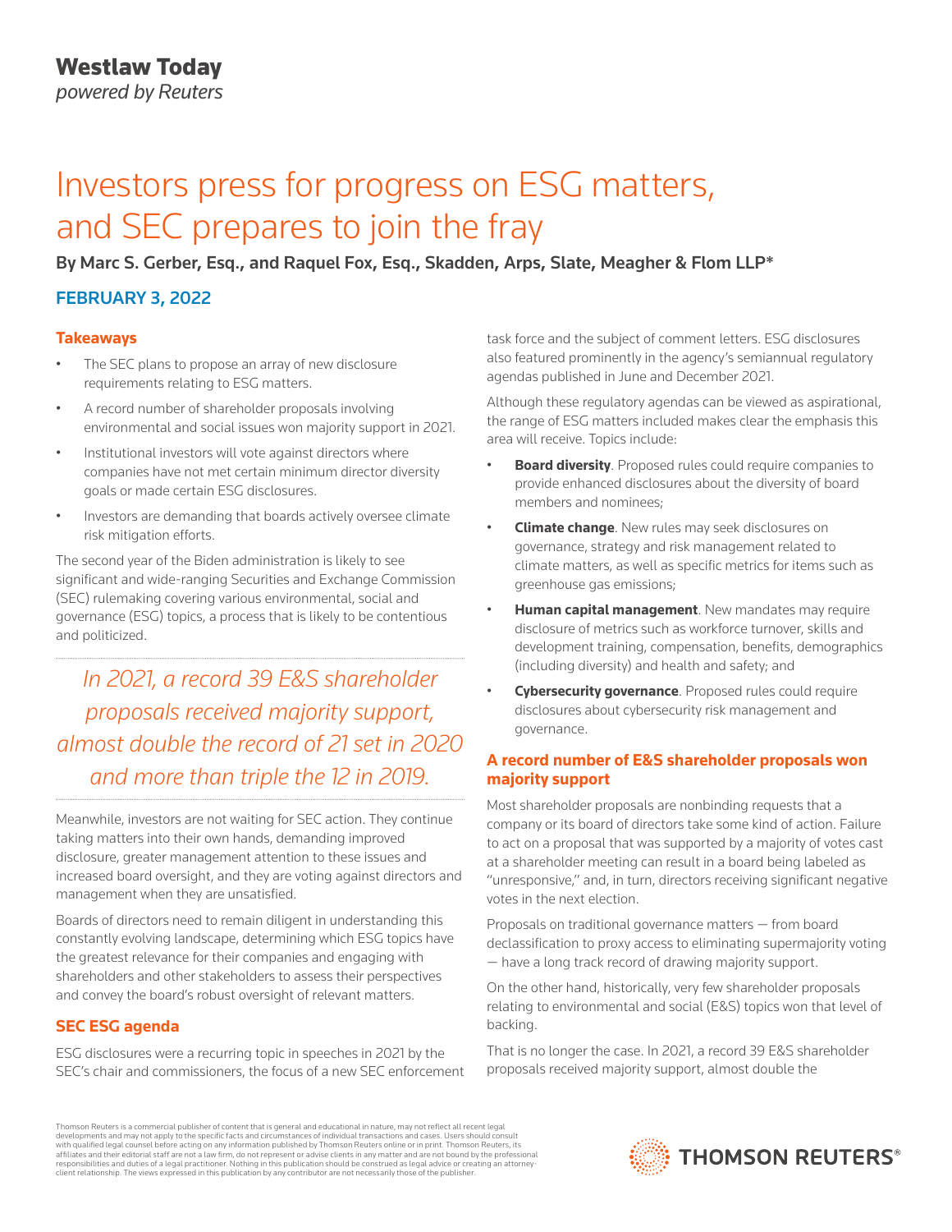Westlaw Today
*powered by Reuters*

# Investors press for progress on ESG matters, and SEC prepares to join the fray

**By Marc S. Gerber, Esq., and Raquel Fox, Esq., Skadden, Arps, Slate, Meagher & Flom LLP***

**FEBRUARY 3, 2022**

### Takeaways

- The SEC plans to propose an array of new disclosure requirements relating to ESG matters.
- A record number of shareholder proposals involving environmental and social issues won majority support in 2021.
- Institutional investors will vote against directors where companies have not met certain minimum director diversity goals or made certain ESG disclosures.
- Investors are demanding that boards actively oversee climate risk mitigation efforts.

The second year of the Biden administration is likely to see significant and wide-ranging Securities and Exchange Commission (SEC) rulemaking covering various environmental, social and governance (ESG) topics, a process that is likely to be contentious and politicized.

*In 2021, a record 39 E&S shareholder proposals received majority support, almost double the record of 21 set in 2020 and more than triple the 12 in 2019.*

Meanwhile, investors are not waiting for SEC action. They continue taking matters into their own hands, demanding improved disclosure, greater management attention to these issues and increased board oversight, and they are voting against directors and management when they are unsatisfied.

Boards of directors need to remain diligent in understanding this constantly evolving landscape, determining which ESG topics have the greatest relevance for their companies and engaging with shareholders and other stakeholders to assess their perspectives and convey the board's robust oversight of relevant matters.

### SEC ESG agenda

ESG disclosures were a recurring topic in speeches in 2021 by the SEC's chair and commissioners, the focus of a new SEC enforcement task force and the subject of comment letters. ESG disclosures also featured prominently in the agency's semiannual regulatory agendas published in June and December 2021.

Although these regulatory agendas can be viewed as aspirational, the range of ESG matters included makes clear the emphasis this area will receive. Topics include:

- **Board diversity**. Proposed rules could require companies to provide enhanced disclosures about the diversity of board members and nominees;
- **Climate change**. New rules may seek disclosures on governance, strategy and risk management related to climate matters, as well as specific metrics for items such as greenhouse gas emissions;
- **Human capital management**. New mandates may require disclosure of metrics such as workforce turnover, skills and development training, compensation, benefits, demographics (including diversity) and health and safety; and
- **Cybersecurity governance**. Proposed rules could require disclosures about cybersecurity risk management and governance.

### A record number of E&S shareholder proposals won majority support

Most shareholder proposals are nonbinding requests that a company or its board of directors take some kind of action. Failure to act on a proposal that was supported by a majority of votes cast at a shareholder meeting can result in a board being labeled as "unresponsive," and, in turn, directors receiving significant negative votes in the next election.

Proposals on traditional governance matters — from board declassification to proxy access to eliminating supermajority voting — have a long track record of drawing majority support.

On the other hand, historically, very few shareholder proposals relating to environmental and social (E&S) topics won that level of backing.

That is no longer the case. In 2021, a record 39 E&S shareholder proposals received majority support, almost double the

Thomson Reuters is a commercial publisher of content that is general and educational in nature, may not reflect all recent legal developments and may not apply to the specific facts and circumstances of individual transactions and cases. Users should consult with qualified legal counsel before acting on any information published by Thomson Reuters online or in print. Thomson Reuters, its affiliates and their editorial staff are not a law firm, do not represent or advise clients in any matter and are not bound by the professional responsibilities and duties of a legal practitioner. Nothing in this publication should be construed as legal advice or creating an attorney-client relationship. The views expressed in this publication by any contributor are not necessarily those of the publisher.

THOMSON REUTERS®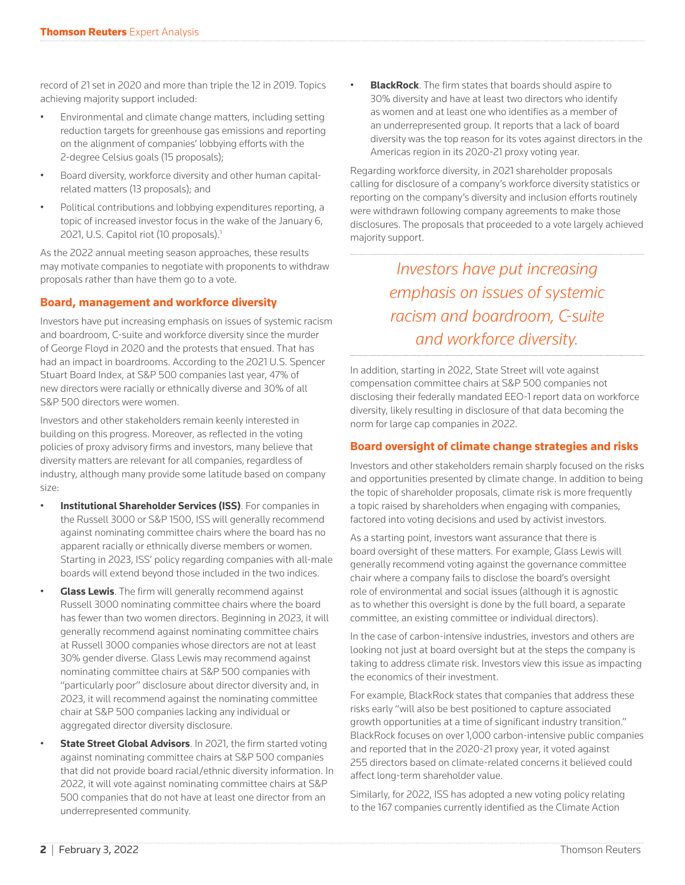record of 21 set in 2020 and more than triple the 12 in 2019. Topics achieving majority support included:

- Environmental and climate change matters, including setting reduction targets for greenhouse gas emissions and reporting on the alignment of companies' lobbying efforts with the 2-degree Celsius goals (15 proposals);
- Board diversity, workforce diversity and other human capital-related matters (13 proposals); and
- Political contributions and lobbying expenditures reporting, a topic of increased investor focus in the wake of the January 6, 2021, U.S. Capitol riot (10 proposals).[1]

As the 2022 annual meeting season approaches, these results may motivate companies to negotiate with proponents to withdraw proposals rather than have them go to a vote.

## Board, management and workforce diversity

Investors have put increasing emphasis on issues of systemic racism and boardroom, C-suite and workforce diversity since the murder of George Floyd in 2020 and the protests that ensued. That has had an impact in boardrooms. According to the 2021 U.S. Spencer Stuart Board Index, at S&P 500 companies last year, 47% of new directors were racially or ethnically diverse and 30% of all S&P 500 directors were women.

Investors and other stakeholders remain keenly interested in building on this progress. Moreover, as reflected in the voting policies of proxy advisory firms and investors, many believe that diversity matters are relevant for all companies, regardless of industry, although many provide some latitude based on company size:

- **Institutional Shareholder Services (ISS)**. For companies in the Russell 3000 or S&P 1500, ISS will generally recommend against nominating committee chairs where the board has no apparent racially or ethnically diverse members or women. Starting in 2023, ISS' policy regarding companies with all-male boards will extend beyond those included in the two indices.
- **Glass Lewis**. The firm will generally recommend against Russell 3000 nominating committee chairs where the board has fewer than two women directors. Beginning in 2023, it will generally recommend against nominating committee chairs at Russell 3000 companies whose directors are not at least 30% gender diverse. Glass Lewis may recommend against nominating committee chairs at S&P 500 companies with "particularly poor" disclosure about director diversity and, in 2023, it will recommend against the nominating committee chair at S&P 500 companies lacking any individual or aggregated director diversity disclosure.
- **State Street Global Advisors**. In 2021, the firm started voting against nominating committee chairs at S&P 500 companies that did not provide board racial/ethnic diversity information. In 2022, it will vote against nominating committee chairs at S&P 500 companies that do not have at least one director from an underrepresented community.
- **BlackRock**. The firm states that boards should aspire to 30% diversity and have at least two directors who identify as women and at least one who identifies as a member of an underrepresented group. It reports that a lack of board diversity was the top reason for its votes against directors in the Americas region in its 2020-21 proxy voting year.

Regarding workforce diversity, in 2021 shareholder proposals calling for disclosure of a company's workforce diversity statistics or reporting on the company's diversity and inclusion efforts routinely were withdrawn following company agreements to make those disclosures. The proposals that proceeded to a vote largely achieved majority support.

> *Investors have put increasing emphasis on issues of systemic racism and boardroom, C-suite and workforce diversity.*

In addition, starting in 2022, State Street will vote against compensation committee chairs at S&P 500 companies not disclosing their federally mandated EEO-1 report data on workforce diversity, likely resulting in disclosure of that data becoming the norm for large cap companies in 2022.

## Board oversight of climate change strategies and risks

Investors and other stakeholders remain sharply focused on the risks and opportunities presented by climate change. In addition to being the topic of shareholder proposals, climate risk is more frequently a topic raised by shareholders when engaging with companies, factored into voting decisions and used by activist investors.

As a starting point, investors want assurance that there is board oversight of these matters. For example, Glass Lewis will generally recommend voting against the governance committee chair where a company fails to disclose the board's oversight role of environmental and social issues (although it is agnostic as to whether this oversight is done by the full board, a separate committee, an existing committee or individual directors).

In the case of carbon-intensive industries, investors and others are looking not just at board oversight but at the steps the company is taking to address climate risk. Investors view this issue as impacting the economics of their investment.

For example, BlackRock states that companies that address these risks early "will also be best positioned to capture associated growth opportunities at a time of significant industry transition." BlackRock focuses on over 1,000 carbon-intensive public companies and reported that in the 2020-21 proxy year, it voted against 255 directors based on climate-related concerns it believed could affect long-term shareholder value.

Similarly, for 2022, ISS has adopted a new voting policy relating to the 167 companies currently identified as the Climate Action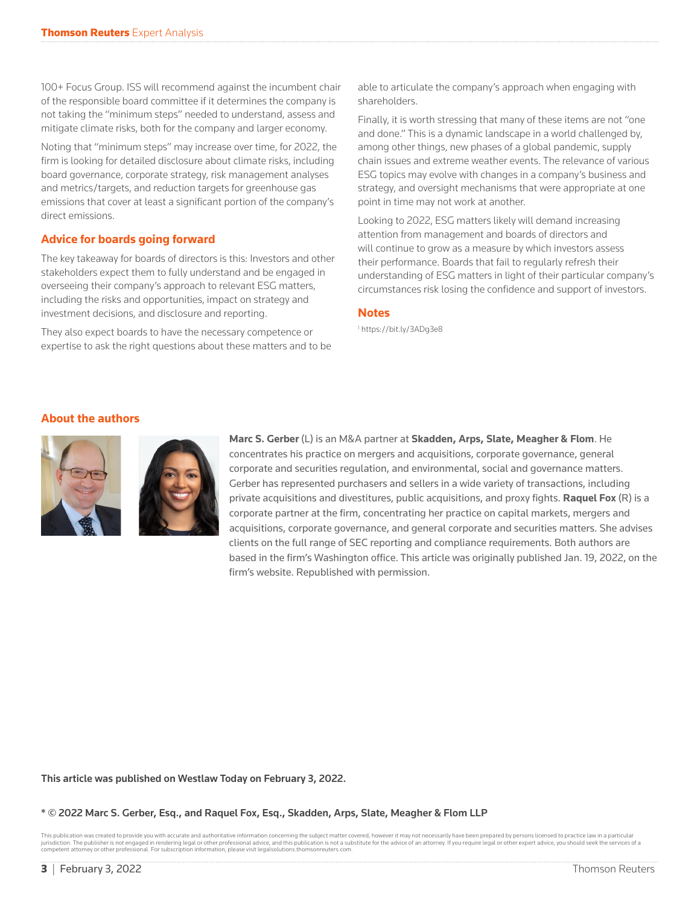100+ Focus Group. ISS will recommend against the incumbent chair of the responsible board committee if it determines the company is not taking the "minimum steps" needed to understand, assess and mitigate climate risks, both for the company and larger economy.

Noting that "minimum steps" may increase over time, for 2022, the firm is looking for detailed disclosure about climate risks, including board governance, corporate strategy, risk management analyses and metrics/targets, and reduction targets for greenhouse gas emissions that cover at least a significant portion of the company's direct emissions.

## Advice for boards going forward

The key takeaway for boards of directors is this: Investors and other stakeholders expect them to fully understand and be engaged in overseeing their company's approach to relevant ESG matters, including the risks and opportunities, impact on strategy and investment decisions, and disclosure and reporting.

They also expect boards to have the necessary competence or expertise to ask the right questions about these matters and to be able to articulate the company's approach when engaging with shareholders.

Finally, it is worth stressing that many of these items are not "one and done." This is a dynamic landscape in a world challenged by, among other things, new phases of a global pandemic, supply chain issues and extreme weather events. The relevance of various ESG topics may evolve with changes in a company's business and strategy, and oversight mechanisms that were appropriate at one point in time may not work at another.

Looking to 2022, ESG matters likely will demand increasing attention from management and boards of directors and will continue to grow as a measure by which investors assess their performance. Boards that fail to regularly refresh their understanding of ESG matters in light of their particular company's circumstances risk losing the confidence and support of investors.

## Notes

[1] https://bit.ly/3ADg3e8

## About the authors

**Marc S. Gerber** (L) is an M&A partner at **Skadden, Arps, Slate, Meagher & Flom**. He concentrates his practice on mergers and acquisitions, corporate governance, general corporate and securities regulation, and environmental, social and governance matters. Gerber has represented purchasers and sellers in a wide variety of transactions, including private acquisitions and divestitures, public acquisitions, and proxy fights. **Raquel Fox** (R) is a corporate partner at the firm, concentrating her practice on capital markets, mergers and acquisitions, corporate governance, and general corporate and securities matters. She advises clients on the full range of SEC reporting and compliance requirements. Both authors are based in the firm's Washington office. This article was originally published Jan. 19, 2022, on the firm's website. Republished with permission.

**This article was published on Westlaw Today on February 3, 2022.**

**\* © 2022 Marc S. Gerber, Esq., and Raquel Fox, Esq., Skadden, Arps, Slate, Meagher & Flom LLP**

This publication was created to provide you with accurate and authoritative information concerning the subject matter covered, however it may not necessarily have been prepared by persons licensed to practice law in a particular jurisdiction. The publisher is not engaged in rendering legal or other professional advice, and this publication is not a substitute for the advice of an attorney. If you require legal or other expert advice, you should seek the services of a competent attorney or other professional. For subscription information, please visit legalsolutions.thomsonreuters.com.